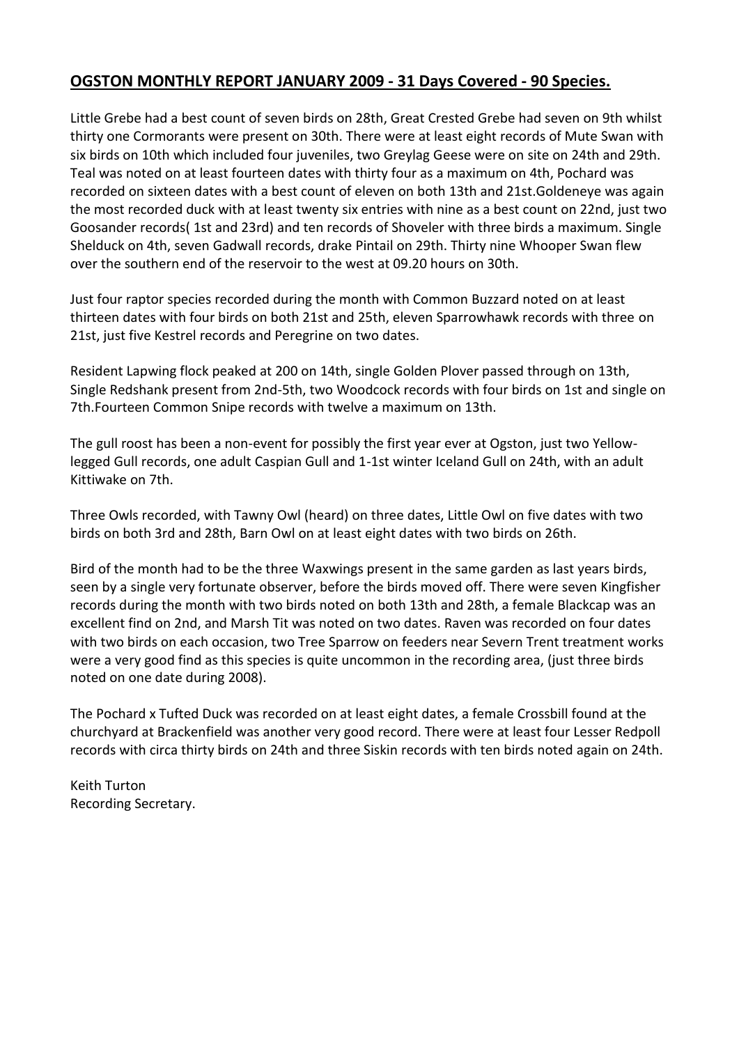## **OGSTON MONTHLY REPORT JANUARY 2009 - 31 Days Covered - 90 Species.**

Little Grebe had a best count of seven birds on 28th, Great Crested Grebe had seven on 9th whilst thirty one Cormorants were present on 30th. There were at least eight records of Mute Swan with six birds on 10th which included four juveniles, two Greylag Geese were on site on 24th and 29th. Teal was noted on at least fourteen dates with thirty four as a maximum on 4th, Pochard was recorded on sixteen dates with a best count of eleven on both 13th and 21st.Goldeneye was again the most recorded duck with at least twenty six entries with nine as a best count on 22nd, just two Goosander records( 1st and 23rd) and ten records of Shoveler with three birds a maximum. Single Shelduck on 4th, seven Gadwall records, drake Pintail on 29th. Thirty nine Whooper Swan flew over the southern end of the reservoir to the west at 09.20 hours on 30th.

Just four raptor species recorded during the month with Common Buzzard noted on at least thirteen dates with four birds on both 21st and 25th, eleven Sparrowhawk records with three on 21st, just five Kestrel records and Peregrine on two dates.

Resident Lapwing flock peaked at 200 on 14th, single Golden Plover passed through on 13th, Single Redshank present from 2nd-5th, two Woodcock records with four birds on 1st and single on 7th.Fourteen Common Snipe records with twelve a maximum on 13th.

The gull roost has been a non-event for possibly the first year ever at Ogston, just two Yellow-legged Gull records, one adult Caspian Gull and 1-1st winter Iceland Gull on 24th, with an adult Kittiwake on 7th.

Three Owls recorded, with Tawny Owl (heard) on three dates, Little Owl on five dates with two birds on both 3rd and 28th, Barn Owl on at least eight dates with two birds on 26th.

Bird of the month had to be the three Waxwings present in the same garden as last years birds, seen by a single very fortunate observer, before the birds moved off. There were seven Kingfisher records during the month with two birds noted on both 13th and 28th, a female Blackcap was an excellent find on 2nd, and Marsh Tit was noted on two dates. Raven was recorded on four dates with two birds on each occasion, two Tree Sparrow on feeders near Severn Trent treatment works were a very good find as this species is quite uncommon in the recording area, (just three birds noted on one date during 2008).

The Pochard x Tufted Duck was recorded on at least eight dates, a female Crossbill found at the churchyard at Brackenfield was another very good record. There were at least four Lesser Redpoll records with circa thirty birds on 24th and three Siskin records with ten birds noted again on 24th.

Keith Turton
Recording Secretary.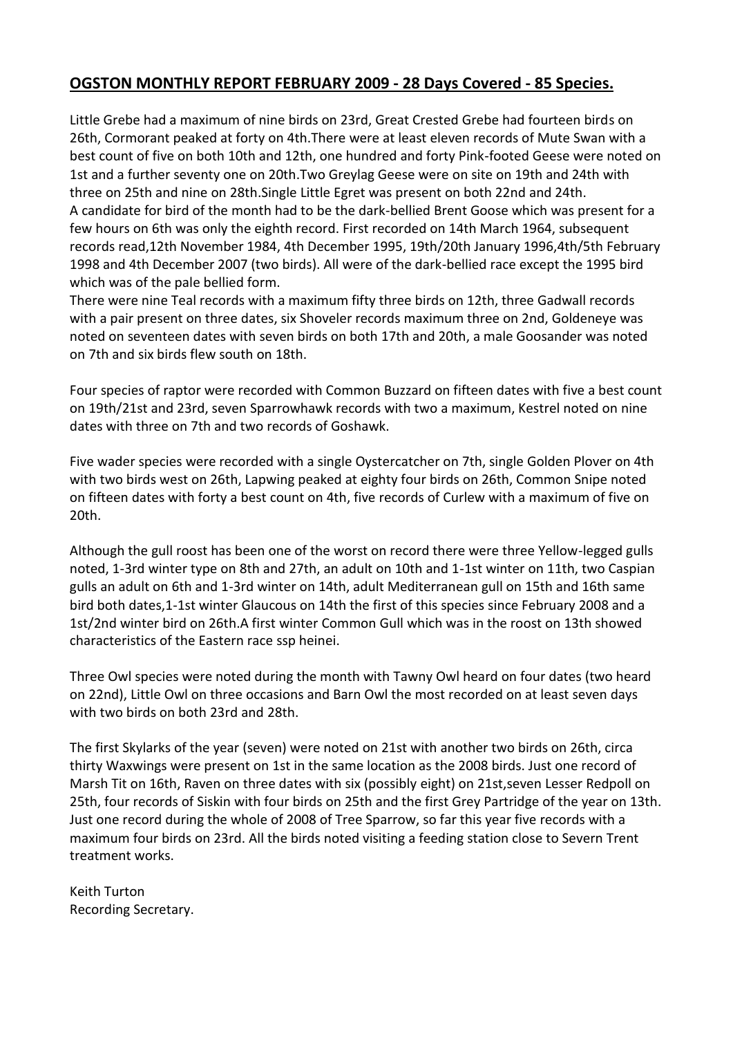## **OGSTON MONTHLY REPORT FEBRUARY 2009 - 28 Days Covered - 85 Species.**

Little Grebe had a maximum of nine birds on 23rd, Great Crested Grebe had fourteen birds on 26th, Cormorant peaked at forty on 4th.There were at least eleven records of Mute Swan with a best count of five on both 10th and 12th, one hundred and forty Pink-footed Geese were noted on 1st and a further seventy one on 20th.Two Greylag Geese were on site on 19th and 24th with three on 25th and nine on 28th.Single Little Egret was present on both 22nd and 24th.
A candidate for bird of the month had to be the dark-bellied Brent Goose which was present for a few hours on 6th was only the eighth record. First recorded on 14th March 1964, subsequent records read,12th November 1984, 4th December 1995, 19th/20th January 1996,4th/5th February 1998 and 4th December 2007 (two birds). All were of the dark-bellied race except the 1995 bird which was of the pale bellied form.
There were nine Teal records with a maximum fifty three birds on 12th, three Gadwall records with a pair present on three dates, six Shoveler records maximum three on 2nd, Goldeneye was noted on seventeen dates with seven birds on both 17th and 20th, a male Goosander was noted on 7th and six birds flew south on 18th.

Four species of raptor were recorded with Common Buzzard on fifteen dates with five a best count on 19th/21st and 23rd, seven Sparrowhawk records with two a maximum, Kestrel noted on nine dates with three on 7th and two records of Goshawk.

Five wader species were recorded with a single Oystercatcher on 7th, single Golden Plover on 4th with two birds west on 26th, Lapwing peaked at eighty four birds on 26th, Common Snipe noted on fifteen dates with forty a best count on 4th, five records of Curlew with a maximum of five on 20th.

Although the gull roost has been one of the worst on record there were three Yellow-legged gulls noted, 1-3rd winter type on 8th and 27th, an adult on 10th and 1-1st winter on 11th, two Caspian gulls an adult on 6th and 1-3rd winter on 14th, adult Mediterranean gull on 15th and 16th same bird both dates,1-1st winter Glaucous on 14th the first of this species since February 2008 and a 1st/2nd winter bird on 26th.A first winter Common Gull which was in the roost on 13th showed characteristics of the Eastern race ssp heinei.

Three Owl species were noted during the month with Tawny Owl heard on four dates (two heard on 22nd), Little Owl on three occasions and Barn Owl the most recorded on at least seven days with two birds on both 23rd and 28th.

The first Skylarks of the year (seven) were noted on 21st with another two birds on 26th, circa thirty Waxwings were present on 1st in the same location as the 2008 birds. Just one record of Marsh Tit on 16th, Raven on three dates with six (possibly eight) on 21st,seven Lesser Redpoll on 25th, four records of Siskin with four birds on 25th and the first Grey Partridge of the year on 13th. Just one record during the whole of 2008 of Tree Sparrow, so far this year five records with a maximum four birds on 23rd. All the birds noted visiting a feeding station close to Severn Trent treatment works.

Keith Turton
Recording Secretary.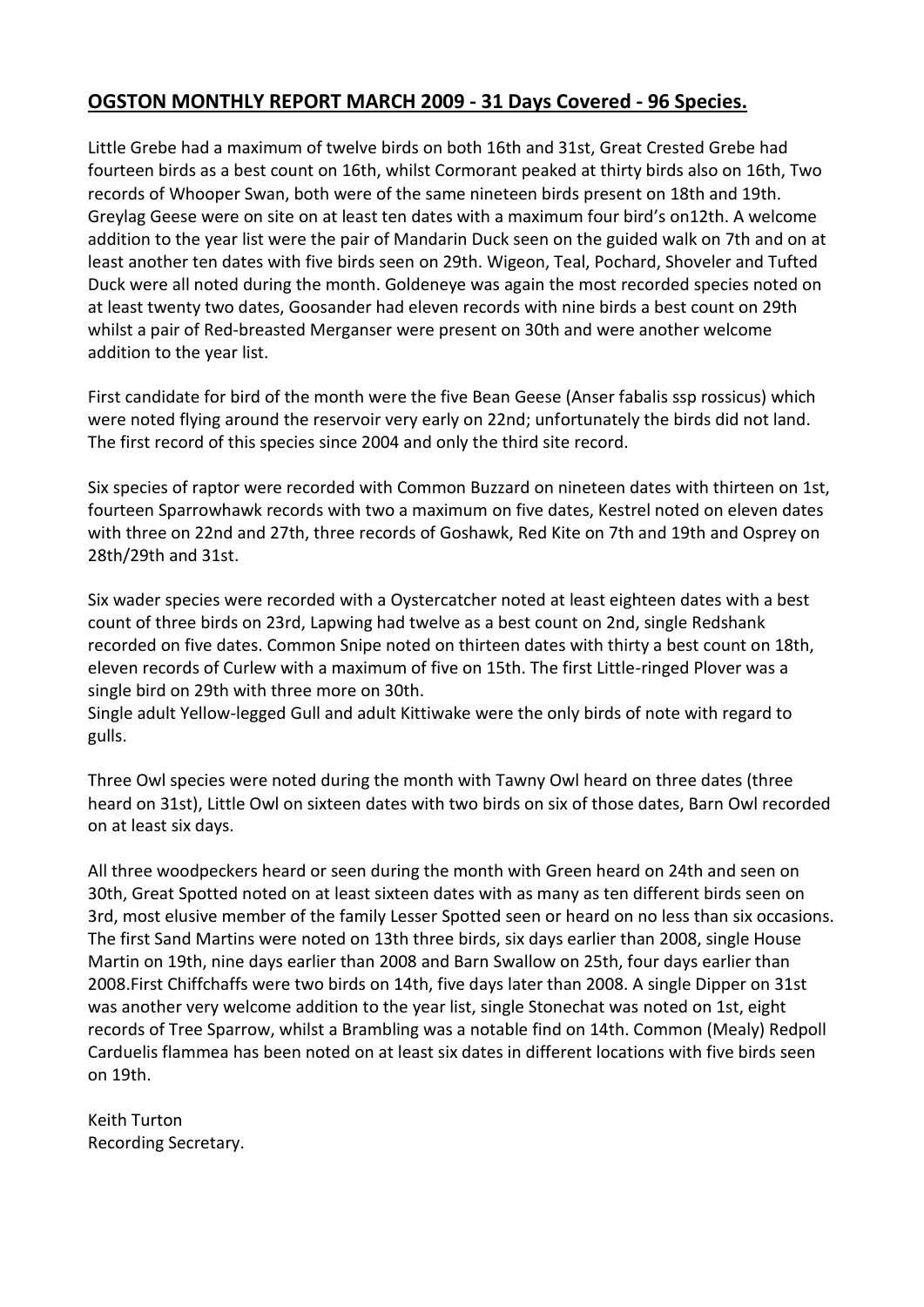## OGSTON MONTHLY REPORT MARCH 2009 - 31 Days Covered - 96 Species.

Little Grebe had a maximum of twelve birds on both 16th and 31st, Great Crested Grebe had fourteen birds as a best count on 16th, whilst Cormorant peaked at thirty birds also on 16th, Two records of Whooper Swan, both were of the same nineteen birds present on 18th and 19th. Greylag Geese were on site on at least ten dates with a maximum four bird's on12th. A welcome addition to the year list were the pair of Mandarin Duck seen on the guided walk on 7th and on at least another ten dates with five birds seen on 29th. Wigeon, Teal, Pochard, Shoveler and Tufted Duck were all noted during the month. Goldeneye was again the most recorded species noted on at least twenty two dates, Goosander had eleven records with nine birds a best count on 29th whilst a pair of Red-breasted Merganser were present on 30th and were another welcome addition to the year list.

First candidate for bird of the month were the five Bean Geese (Anser fabalis ssp rossicus) which were noted flying around the reservoir very early on 22nd; unfortunately the birds did not land. The first record of this species since 2004 and only the third site record.

Six species of raptor were recorded with Common Buzzard on nineteen dates with thirteen on 1st, fourteen Sparrowhawk records with two a maximum on five dates, Kestrel noted on eleven dates with three on 22nd and 27th, three records of Goshawk, Red Kite on 7th and 19th and Osprey on 28th/29th and 31st.

Six wader species were recorded with a Oystercatcher noted at least eighteen dates with a best count of three birds on 23rd, Lapwing had twelve as a best count on 2nd, single Redshank recorded on five dates. Common Snipe noted on thirteen dates with thirty a best count on 18th, eleven records of Curlew with a maximum of five on 15th. The first Little-ringed Plover was a single bird on 29th with three more on 30th.
Single adult Yellow-legged Gull and adult Kittiwake were the only birds of note with regard to gulls.

Three Owl species were noted during the month with Tawny Owl heard on three dates (three heard on 31st), Little Owl on sixteen dates with two birds on six of those dates, Barn Owl recorded on at least six days.

All three woodpeckers heard or seen during the month with Green heard on 24th and seen on 30th, Great Spotted noted on at least sixteen dates with as many as ten different birds seen on 3rd, most elusive member of the family Lesser Spotted seen or heard on no less than six occasions. The first Sand Martins were noted on 13th three birds, six days earlier than 2008, single House Martin on 19th, nine days earlier than 2008 and Barn Swallow on 25th, four days earlier than 2008.First Chiffchaffs were two birds on 14th, five days later than 2008. A single Dipper on 31st was another very welcome addition to the year list, single Stonechat was noted on 1st, eight records of Tree Sparrow, whilst a Brambling was a notable find on 14th. Common (Mealy) Redpoll Carduelis flammea has been noted on at least six dates in different locations with five birds seen on 19th.

Keith Turton
Recording Secretary.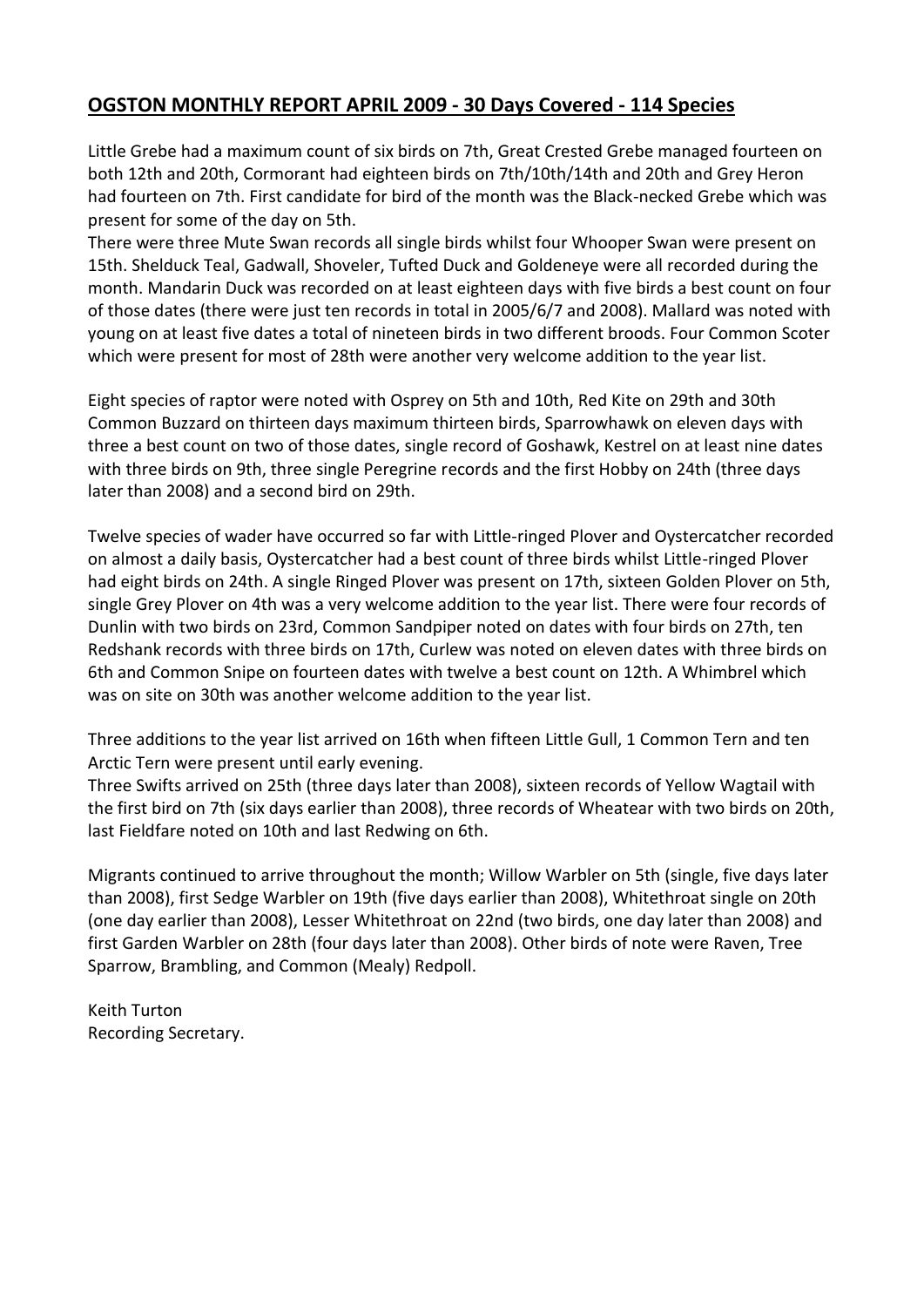## **OGSTON MONTHLY REPORT APRIL 2009 - 30 Days Covered - 114 Species**

Little Grebe had a maximum count of six birds on 7th, Great Crested Grebe managed fourteen on both 12th and 20th, Cormorant had eighteen birds on 7th/10th/14th and 20th and Grey Heron had fourteen on 7th. First candidate for bird of the month was the Black-necked Grebe which was present for some of the day on 5th.

There were three Mute Swan records all single birds whilst four Whooper Swan were present on 15th. Shelduck Teal, Gadwall, Shoveler, Tufted Duck and Goldeneye were all recorded during the month. Mandarin Duck was recorded on at least eighteen days with five birds a best count on four of those dates (there were just ten records in total in 2005/6/7 and 2008). Mallard was noted with young on at least five dates a total of nineteen birds in two different broods. Four Common Scoter which were present for most of 28th were another very welcome addition to the year list.

Eight species of raptor were noted with Osprey on 5th and 10th, Red Kite on 29th and 30th Common Buzzard on thirteen days maximum thirteen birds, Sparrowhawk on eleven days with three a best count on two of those dates, single record of Goshawk, Kestrel on at least nine dates with three birds on 9th, three single Peregrine records and the first Hobby on 24th (three days later than 2008) and a second bird on 29th.

Twelve species of wader have occurred so far with Little-ringed Plover and Oystercatcher recorded on almost a daily basis, Oystercatcher had a best count of three birds whilst Little-ringed Plover had eight birds on 24th. A single Ringed Plover was present on 17th, sixteen Golden Plover on 5th, single Grey Plover on 4th was a very welcome addition to the year list. There were four records of Dunlin with two birds on 23rd, Common Sandpiper noted on dates with four birds on 27th, ten Redshank records with three birds on 17th, Curlew was noted on eleven dates with three birds on 6th and Common Snipe on fourteen dates with twelve a best count on 12th. A Whimbrel which was on site on 30th was another welcome addition to the year list.

Three additions to the year list arrived on 16th when fifteen Little Gull, 1 Common Tern and ten Arctic Tern were present until early evening.

Three Swifts arrived on 25th (three days later than 2008), sixteen records of Yellow Wagtail with the first bird on 7th (six days earlier than 2008), three records of Wheatear with two birds on 20th, last Fieldfare noted on 10th and last Redwing on 6th.

Migrants continued to arrive throughout the month; Willow Warbler on 5th (single, five days later than 2008), first Sedge Warbler on 19th (five days earlier than 2008), Whitethroat single on 20th (one day earlier than 2008), Lesser Whitethroat on 22nd (two birds, one day later than 2008) and first Garden Warbler on 28th (four days later than 2008). Other birds of note were Raven, Tree Sparrow, Brambling, and Common (Mealy) Redpoll.

Keith Turton
Recording Secretary.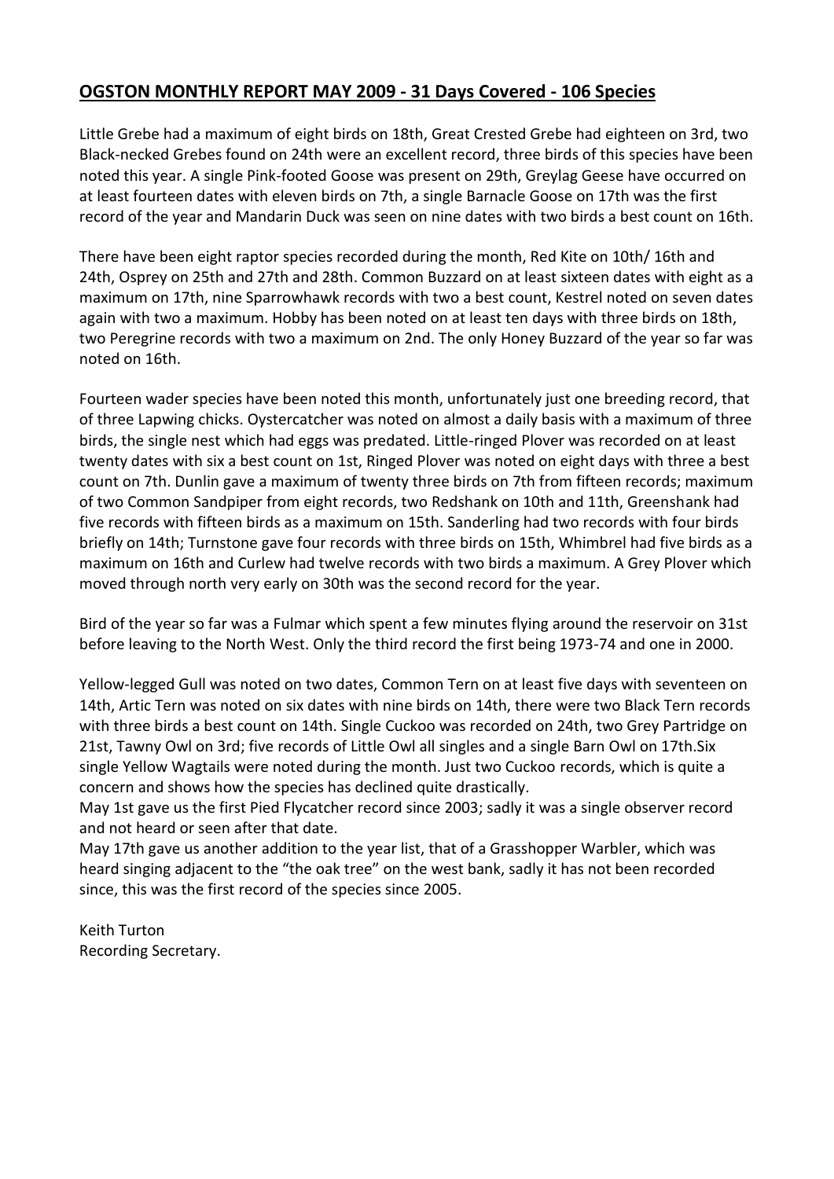## **OGSTON MONTHLY REPORT MAY 2009 - 31 Days Covered - 106 Species**

Little Grebe had a maximum of eight birds on 18th, Great Crested Grebe had eighteen on 3rd, two Black-necked Grebes found on 24th were an excellent record, three birds of this species have been noted this year. A single Pink-footed Goose was present on 29th, Greylag Geese have occurred on at least fourteen dates with eleven birds on 7th, a single Barnacle Goose on 17th was the first record of the year and Mandarin Duck was seen on nine dates with two birds a best count on 16th.

There have been eight raptor species recorded during the month, Red Kite on 10th/ 16th and 24th, Osprey on 25th and 27th and 28th. Common Buzzard on at least sixteen dates with eight as a maximum on 17th, nine Sparrowhawk records with two a best count, Kestrel noted on seven dates again with two a maximum. Hobby has been noted on at least ten days with three birds on 18th, two Peregrine records with two a maximum on 2nd. The only Honey Buzzard of the year so far was noted on 16th.

Fourteen wader species have been noted this month, unfortunately just one breeding record, that of three Lapwing chicks. Oystercatcher was noted on almost a daily basis with a maximum of three birds, the single nest which had eggs was predated. Little-ringed Plover was recorded on at least twenty dates with six a best count on 1st, Ringed Plover was noted on eight days with three a best count on 7th. Dunlin gave a maximum of twenty three birds on 7th from fifteen records; maximum of two Common Sandpiper from eight records, two Redshank on 10th and 11th, Greenshank had five records with fifteen birds as a maximum on 15th. Sanderling had two records with four birds briefly on 14th; Turnstone gave four records with three birds on 15th, Whimbrel had five birds as a maximum on 16th and Curlew had twelve records with two birds a maximum. A Grey Plover which moved through north very early on 30th was the second record for the year.

Bird of the year so far was a Fulmar which spent a few minutes flying around the reservoir on 31st before leaving to the North West. Only the third record the first being 1973-74 and one in 2000.

Yellow-legged Gull was noted on two dates, Common Tern on at least five days with seventeen on 14th, Artic Tern was noted on six dates with nine birds on 14th, there were two Black Tern records with three birds a best count on 14th. Single Cuckoo was recorded on 24th, two Grey Partridge on 21st, Tawny Owl on 3rd; five records of Little Owl all singles and a single Barn Owl on 17th.Six single Yellow Wagtails were noted during the month. Just two Cuckoo records, which is quite a concern and shows how the species has declined quite drastically.
May 1st gave us the first Pied Flycatcher record since 2003; sadly it was a single observer record and not heard or seen after that date.
May 17th gave us another addition to the year list, that of a Grasshopper Warbler, which was heard singing adjacent to the "the oak tree" on the west bank, sadly it has not been recorded since, this was the first record of the species since 2005.

Keith Turton
Recording Secretary.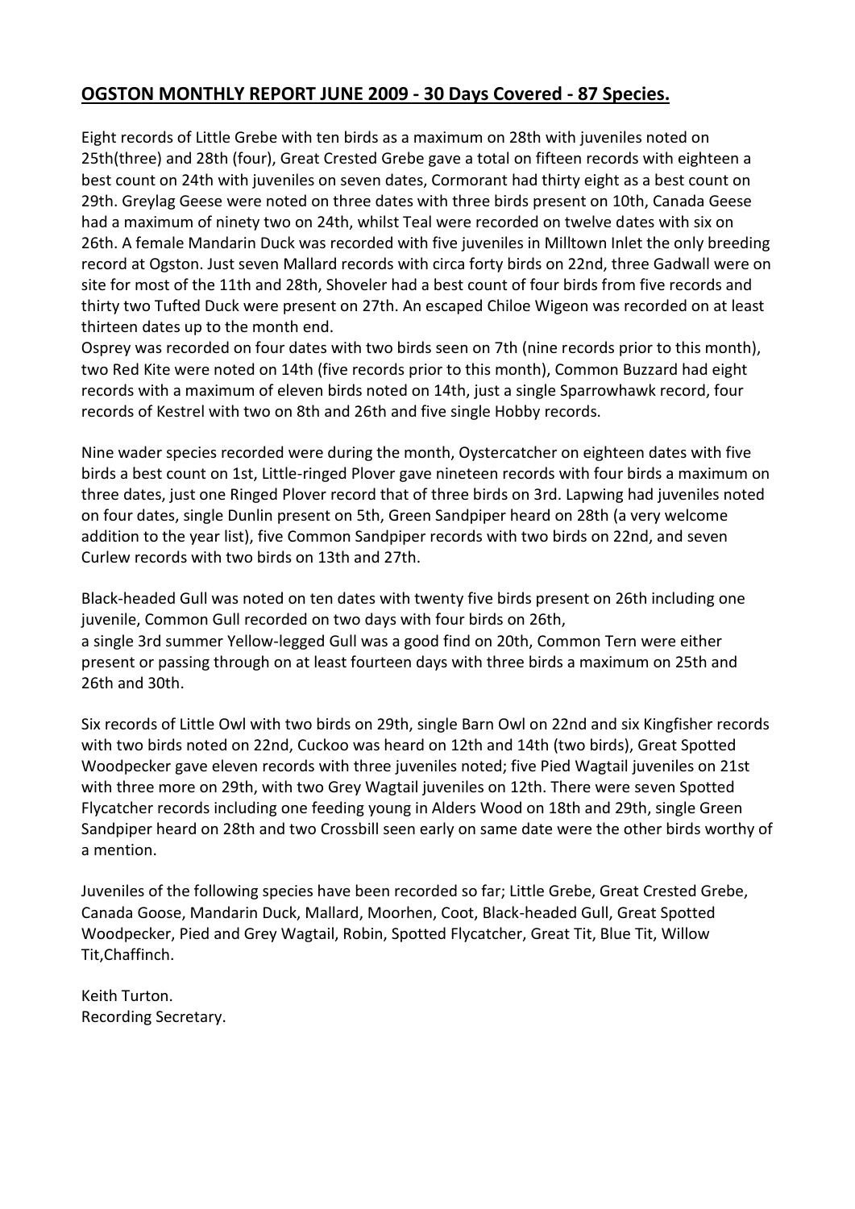## OGSTON MONTHLY REPORT JUNE 2009 - 30 Days Covered - 87 Species.

Eight records of Little Grebe with ten birds as a maximum on 28th with juveniles noted on 25th(three) and 28th (four), Great Crested Grebe gave a total on fifteen records with eighteen a best count on 24th with juveniles on seven dates, Cormorant had thirty eight as a best count on 29th. Greylag Geese were noted on three dates with three birds present on 10th, Canada Geese had a maximum of ninety two on 24th, whilst Teal were recorded on twelve dates with six on 26th. A female Mandarin Duck was recorded with five juveniles in Milltown Inlet the only breeding record at Ogston. Just seven Mallard records with circa forty birds on 22nd, three Gadwall were on site for most of the 11th and 28th, Shoveler had a best count of four birds from five records and thirty two Tufted Duck were present on 27th. An escaped Chiloe Wigeon was recorded on at least thirteen dates up to the month end.

Osprey was recorded on four dates with two birds seen on 7th (nine records prior to this month), two Red Kite were noted on 14th (five records prior to this month), Common Buzzard had eight records with a maximum of eleven birds noted on 14th, just a single Sparrowhawk record, four records of Kestrel with two on 8th and 26th and five single Hobby records.

Nine wader species recorded were during the month, Oystercatcher on eighteen dates with five birds a best count on 1st, Little-ringed Plover gave nineteen records with four birds a maximum on three dates, just one Ringed Plover record that of three birds on 3rd. Lapwing had juveniles noted on four dates, single Dunlin present on 5th, Green Sandpiper heard on 28th (a very welcome addition to the year list), five Common Sandpiper records with two birds on 22nd, and seven Curlew records with two birds on 13th and 27th.

Black-headed Gull was noted on ten dates with twenty five birds present on 26th including one juvenile, Common Gull recorded on two days with four birds on 26th,
a single 3rd summer Yellow-legged Gull was a good find on 20th, Common Tern were either present or passing through on at least fourteen days with three birds a maximum on 25th and 26th and 30th.

Six records of Little Owl with two birds on 29th, single Barn Owl on 22nd and six Kingfisher records with two birds noted on 22nd, Cuckoo was heard on 12th and 14th (two birds), Great Spotted Woodpecker gave eleven records with three juveniles noted; five Pied Wagtail juveniles on 21st with three more on 29th, with two Grey Wagtail juveniles on 12th. There were seven Spotted Flycatcher records including one feeding young in Alders Wood on 18th and 29th, single Green Sandpiper heard on 28th and two Crossbill seen early on same date were the other birds worthy of a mention.

Juveniles of the following species have been recorded so far; Little Grebe, Great Crested Grebe, Canada Goose, Mandarin Duck, Mallard, Moorhen, Coot, Black-headed Gull, Great Spotted Woodpecker, Pied and Grey Wagtail, Robin, Spotted Flycatcher, Great Tit, Blue Tit, Willow Tit,Chaffinch.

Keith Turton.
Recording Secretary.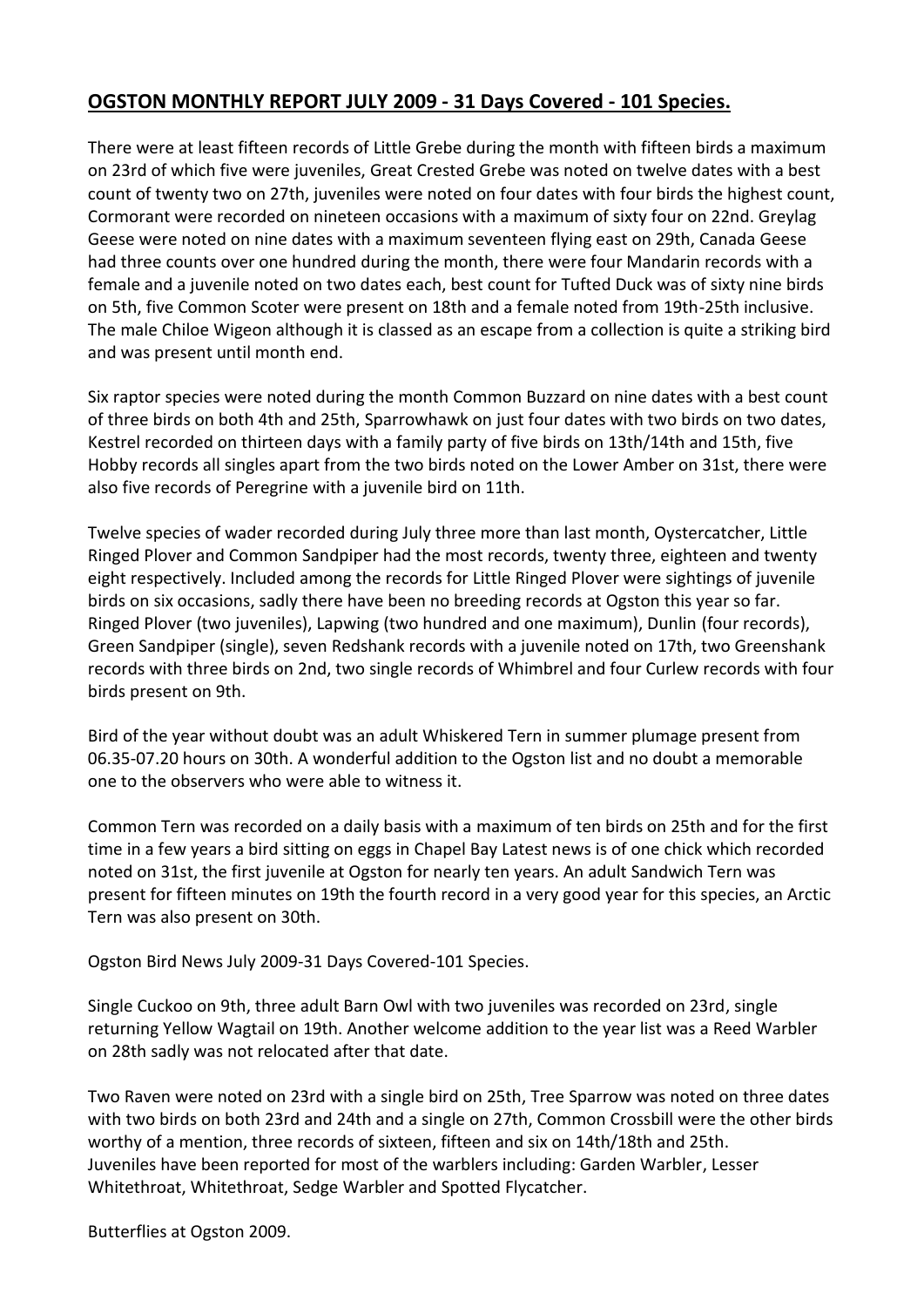## OGSTON MONTHLY REPORT JULY 2009 - 31 Days Covered - 101 Species.

There were at least fifteen records of Little Grebe during the month with fifteen birds a maximum on 23rd of which five were juveniles, Great Crested Grebe was noted on twelve dates with a best count of twenty two on 27th, juveniles were noted on four dates with four birds the highest count, Cormorant were recorded on nineteen occasions with a maximum of sixty four on 22nd. Greylag Geese were noted on nine dates with a maximum seventeen flying east on 29th, Canada Geese had three counts over one hundred during the month, there were four Mandarin records with a female and a juvenile noted on two dates each, best count for Tufted Duck was of sixty nine birds on 5th, five Common Scoter were present on 18th and a female noted from 19th-25th inclusive. The male Chiloe Wigeon although it is classed as an escape from a collection is quite a striking bird and was present until month end.

Six raptor species were noted during the month Common Buzzard on nine dates with a best count of three birds on both 4th and 25th, Sparrowhawk on just four dates with two birds on two dates, Kestrel recorded on thirteen days with a family party of five birds on 13th/14th and 15th, five Hobby records all singles apart from the two birds noted on the Lower Amber on 31st, there were also five records of Peregrine with a juvenile bird on 11th.

Twelve species of wader recorded during July three more than last month, Oystercatcher, Little Ringed Plover and Common Sandpiper had the most records, twenty three, eighteen and twenty eight respectively. Included among the records for Little Ringed Plover were sightings of juvenile birds on six occasions, sadly there have been no breeding records at Ogston this year so far. Ringed Plover (two juveniles), Lapwing (two hundred and one maximum), Dunlin (four records), Green Sandpiper (single), seven Redshank records with a juvenile noted on 17th, two Greenshank records with three birds on 2nd, two single records of Whimbrel and four Curlew records with four birds present on 9th.

Bird of the year without doubt was an adult Whiskered Tern in summer plumage present from 06.35-07.20 hours on 30th. A wonderful addition to the Ogston list and no doubt a memorable one to the observers who were able to witness it.

Common Tern was recorded on a daily basis with a maximum of ten birds on 25th and for the first time in a few years a bird sitting on eggs in Chapel Bay Latest news is of one chick which recorded noted on 31st, the first juvenile at Ogston for nearly ten years. An adult Sandwich Tern was present for fifteen minutes on 19th the fourth record in a very good year for this species, an Arctic Tern was also present on 30th.

Ogston Bird News July 2009-31 Days Covered-101 Species.

Single Cuckoo on 9th, three adult Barn Owl with two juveniles was recorded on 23rd, single returning Yellow Wagtail on 19th. Another welcome addition to the year list was a Reed Warbler on 28th sadly was not relocated after that date.

Two Raven were noted on 23rd with a single bird on 25th, Tree Sparrow was noted on three dates with two birds on both 23rd and 24th and a single on 27th, Common Crossbill were the other birds worthy of a mention, three records of sixteen, fifteen and six on 14th/18th and 25th. Juveniles have been reported for most of the warblers including: Garden Warbler, Lesser Whitethroat, Whitethroat, Sedge Warbler and Spotted Flycatcher.

Butterflies at Ogston 2009.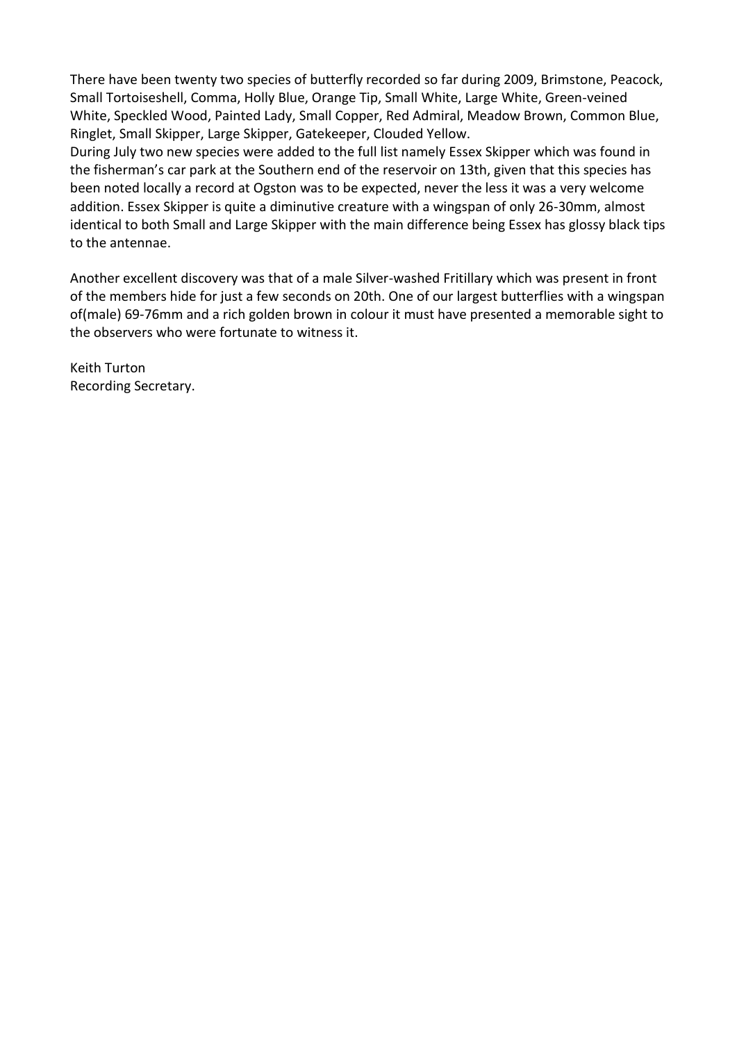There have been twenty two species of butterfly recorded so far during 2009, Brimstone, Peacock, Small Tortoiseshell, Comma, Holly Blue, Orange Tip, Small White, Large White, Green-veined White, Speckled Wood, Painted Lady, Small Copper, Red Admiral, Meadow Brown, Common Blue, Ringlet, Small Skipper, Large Skipper, Gatekeeper, Clouded Yellow.
During July two new species were added to the full list namely Essex Skipper which was found in the fisherman's car park at the Southern end of the reservoir on 13th, given that this species has been noted locally a record at Ogston was to be expected, never the less it was a very welcome addition. Essex Skipper is quite a diminutive creature with a wingspan of only 26-30mm, almost identical to both Small and Large Skipper with the main difference being Essex has glossy black tips to the antennae.

Another excellent discovery was that of a male Silver-washed Fritillary which was present in front of the members hide for just a few seconds on 20th. One of our largest butterflies with a wingspan of(male) 69-76mm and a rich golden brown in colour it must have presented a memorable sight to the observers who were fortunate to witness it.

Keith Turton
Recording Secretary.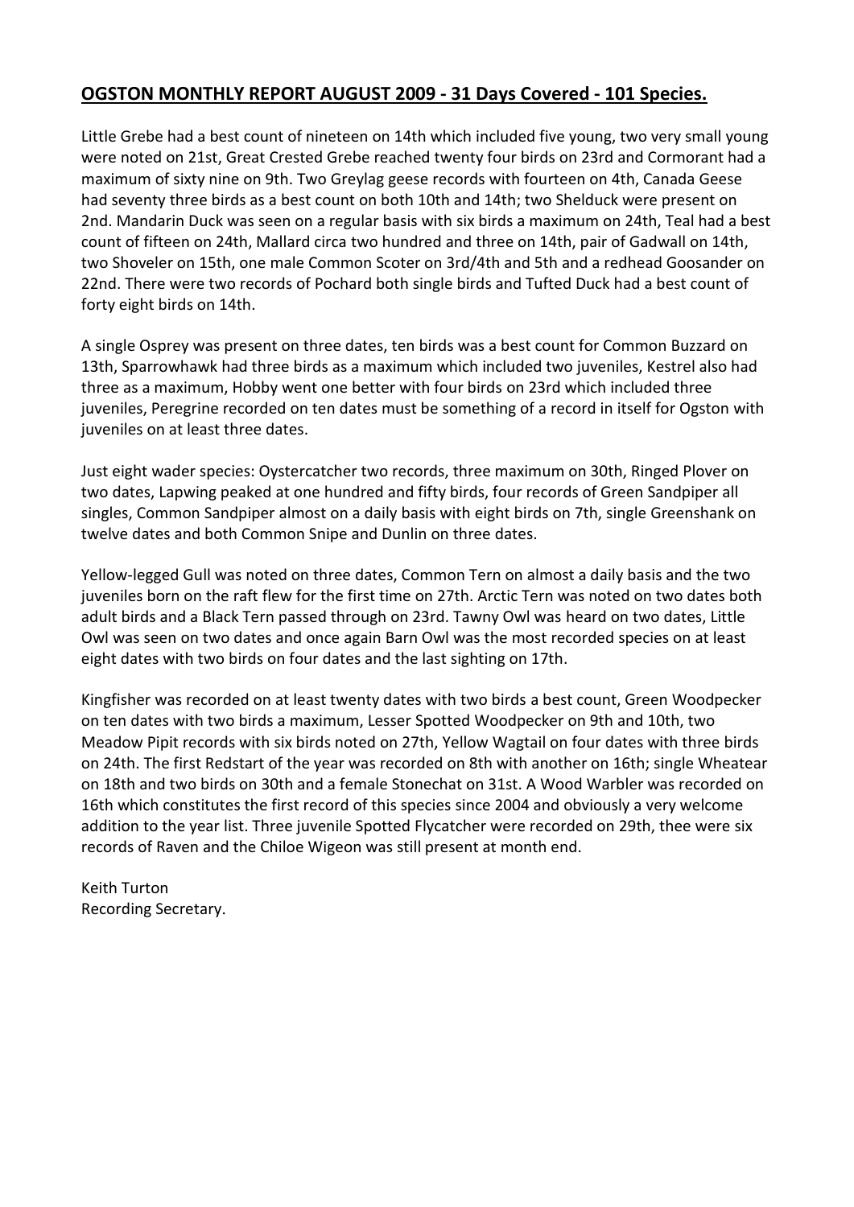## OGSTON MONTHLY REPORT AUGUST 2009 - 31 Days Covered - 101 Species.

Little Grebe had a best count of nineteen on 14th which included five young, two very small young were noted on 21st, Great Crested Grebe reached twenty four birds on 23rd and Cormorant had a maximum of sixty nine on 9th. Two Greylag geese records with fourteen on 4th, Canada Geese had seventy three birds as a best count on both 10th and 14th; two Shelduck were present on 2nd. Mandarin Duck was seen on a regular basis with six birds a maximum on 24th, Teal had a best count of fifteen on 24th, Mallard circa two hundred and three on 14th, pair of Gadwall on 14th, two Shoveler on 15th, one male Common Scoter on 3rd/4th and 5th and a redhead Goosander on 22nd. There were two records of Pochard both single birds and Tufted Duck had a best count of forty eight birds on 14th.

A single Osprey was present on three dates, ten birds was a best count for Common Buzzard on 13th, Sparrowhawk had three birds as a maximum which included two juveniles, Kestrel also had three as a maximum, Hobby went one better with four birds on 23rd which included three juveniles, Peregrine recorded on ten dates must be something of a record in itself for Ogston with juveniles on at least three dates.

Just eight wader species: Oystercatcher two records, three maximum on 30th, Ringed Plover on two dates, Lapwing peaked at one hundred and fifty birds, four records of Green Sandpiper all singles, Common Sandpiper almost on a daily basis with eight birds on 7th, single Greenshank on twelve dates and both Common Snipe and Dunlin on three dates.

Yellow-legged Gull was noted on three dates, Common Tern on almost a daily basis and the two juveniles born on the raft flew for the first time on 27th. Arctic Tern was noted on two dates both adult birds and a Black Tern passed through on 23rd. Tawny Owl was heard on two dates, Little Owl was seen on two dates and once again Barn Owl was the most recorded species on at least eight dates with two birds on four dates and the last sighting on 17th.

Kingfisher was recorded on at least twenty dates with two birds a best count, Green Woodpecker on ten dates with two birds a maximum, Lesser Spotted Woodpecker on 9th and 10th, two Meadow Pipit records with six birds noted on 27th, Yellow Wagtail on four dates with three birds on 24th. The first Redstart of the year was recorded on 8th with another on 16th; single Wheatear on 18th and two birds on 30th and a female Stonechat on 31st. A Wood Warbler was recorded on 16th which constitutes the first record of this species since 2004 and obviously a very welcome addition to the year list. Three juvenile Spotted Flycatcher were recorded on 29th, thee were six records of Raven and the Chiloe Wigeon was still present at month end.

Keith Turton
Recording Secretary.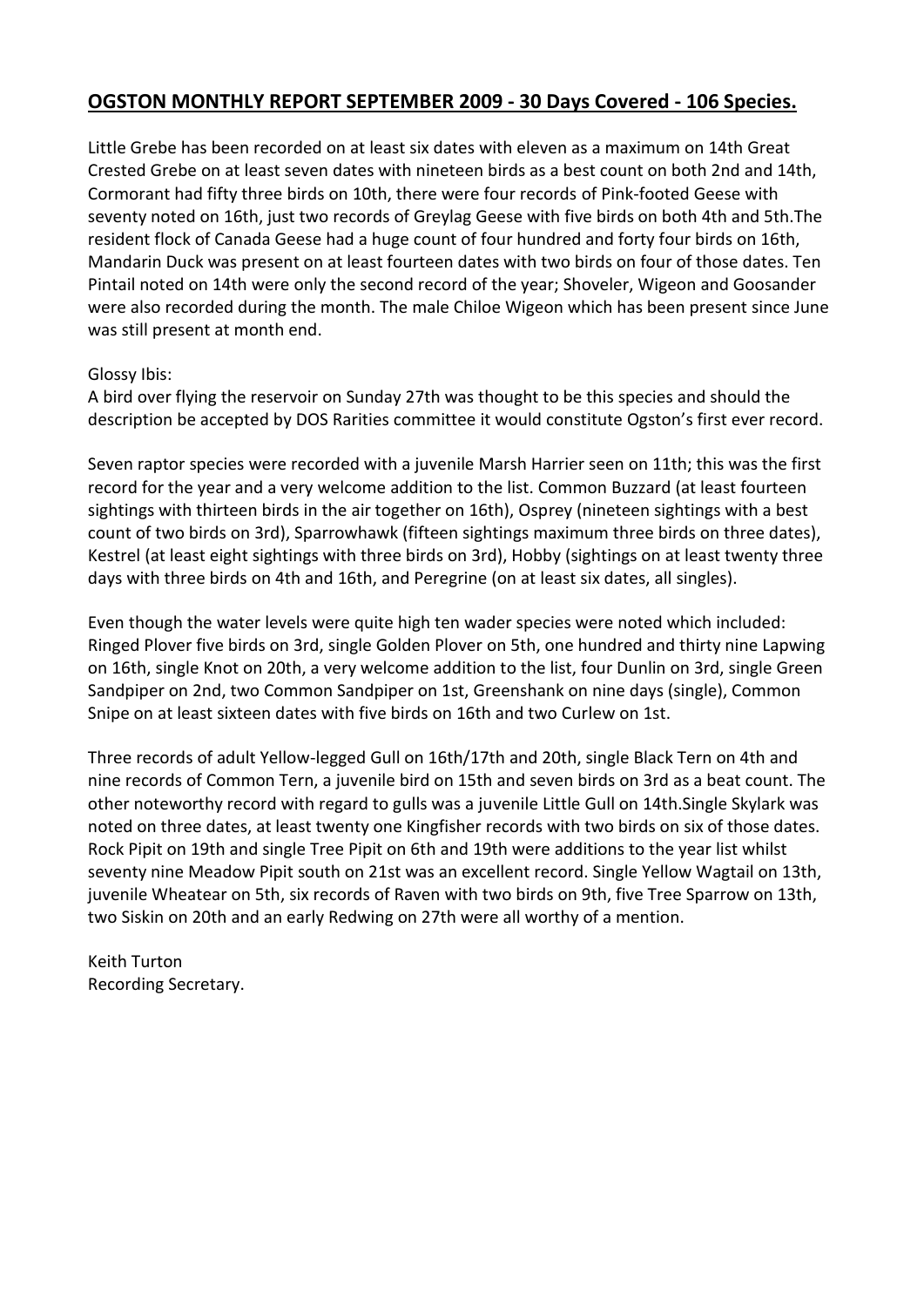## OGSTON MONTHLY REPORT SEPTEMBER 2009 - 30 Days Covered - 106 Species.

Little Grebe has been recorded on at least six dates with eleven as a maximum on 14th Great Crested Grebe on at least seven dates with nineteen birds as a best count on both 2nd and 14th, Cormorant had fifty three birds on 10th, there were four records of Pink-footed Geese with seventy noted on 16th, just two records of Greylag Geese with five birds on both 4th and 5th.The resident flock of Canada Geese had a huge count of four hundred and forty four birds on 16th, Mandarin Duck was present on at least fourteen dates with two birds on four of those dates. Ten Pintail noted on 14th were only the second record of the year; Shoveler, Wigeon and Goosander were also recorded during the month. The male Chiloe Wigeon which has been present since June was still present at month end.

Glossy Ibis:
A bird over flying the reservoir on Sunday 27th was thought to be this species and should the description be accepted by DOS Rarities committee it would constitute Ogston's first ever record.

Seven raptor species were recorded with a juvenile Marsh Harrier seen on 11th; this was the first record for the year and a very welcome addition to the list. Common Buzzard (at least fourteen sightings with thirteen birds in the air together on 16th), Osprey (nineteen sightings with a best count of two birds on 3rd), Sparrowhawk (fifteen sightings maximum three birds on three dates), Kestrel (at least eight sightings with three birds on 3rd), Hobby (sightings on at least twenty three days with three birds on 4th and 16th, and Peregrine (on at least six dates, all singles).

Even though the water levels were quite high ten wader species were noted which included: Ringed Plover five birds on 3rd, single Golden Plover on 5th, one hundred and thirty nine Lapwing on 16th, single Knot on 20th, a very welcome addition to the list, four Dunlin on 3rd, single Green Sandpiper on 2nd, two Common Sandpiper on 1st, Greenshank on nine days (single), Common Snipe on at least sixteen dates with five birds on 16th and two Curlew on 1st.

Three records of adult Yellow-legged Gull on 16th/17th and 20th, single Black Tern on 4th and nine records of Common Tern, a juvenile bird on 15th and seven birds on 3rd as a beat count. The other noteworthy record with regard to gulls was a juvenile Little Gull on 14th.Single Skylark was noted on three dates, at least twenty one Kingfisher records with two birds on six of those dates. Rock Pipit on 19th and single Tree Pipit on 6th and 19th were additions to the year list whilst seventy nine Meadow Pipit south on 21st was an excellent record. Single Yellow Wagtail on 13th, juvenile Wheatear on 5th, six records of Raven with two birds on 9th, five Tree Sparrow on 13th, two Siskin on 20th and an early Redwing on 27th were all worthy of a mention.

Keith Turton
Recording Secretary.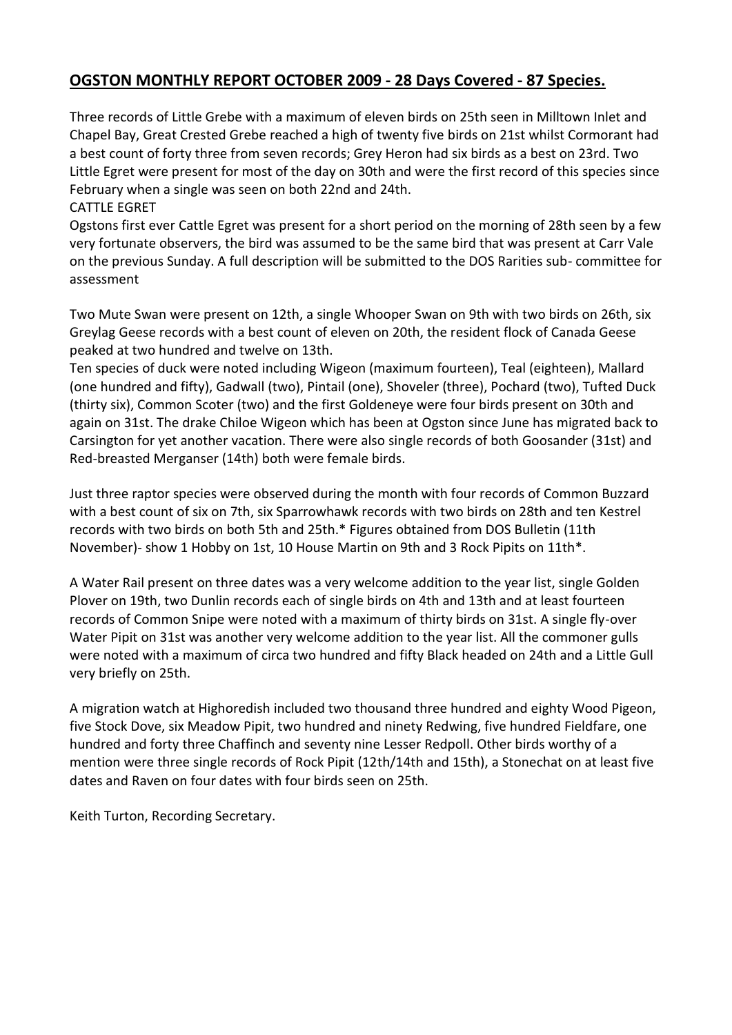## **OGSTON MONTHLY REPORT OCTOBER 2009 - 28 Days Covered - 87 Species.**

Three records of Little Grebe with a maximum of eleven birds on 25th seen in Milltown Inlet and Chapel Bay, Great Crested Grebe reached a high of twenty five birds on 21st whilst Cormorant had a best count of forty three from seven records; Grey Heron had six birds as a best on 23rd. Two Little Egret were present for most of the day on 30th and were the first record of this species since February when a single was seen on both 22nd and 24th.

CATTLE EGRET

Ogstons first ever Cattle Egret was present for a short period on the morning of 28th seen by a few very fortunate observers, the bird was assumed to be the same bird that was present at Carr Vale on the previous Sunday. A full description will be submitted to the DOS Rarities sub- committee for assessment

Two Mute Swan were present on 12th, a single Whooper Swan on 9th with two birds on 26th, six Greylag Geese records with a best count of eleven on 20th, the resident flock of Canada Geese peaked at two hundred and twelve on 13th.

Ten species of duck were noted including Wigeon (maximum fourteen), Teal (eighteen), Mallard (one hundred and fifty), Gadwall (two), Pintail (one), Shoveler (three), Pochard (two), Tufted Duck (thirty six), Common Scoter (two) and the first Goldeneye were four birds present on 30th and again on 31st. The drake Chiloe Wigeon which has been at Ogston since June has migrated back to Carsington for yet another vacation. There were also single records of both Goosander (31st) and Red-breasted Merganser (14th) both were female birds.

Just three raptor species were observed during the month with four records of Common Buzzard with a best count of six on 7th, six Sparrowhawk records with two birds on 28th and ten Kestrel records with two birds on both 5th and 25th.* Figures obtained from DOS Bulletin (11th November)- show 1 Hobby on 1st, 10 House Martin on 9th and 3 Rock Pipits on 11th*.

A Water Rail present on three dates was a very welcome addition to the year list, single Golden Plover on 19th, two Dunlin records each of single birds on 4th and 13th and at least fourteen records of Common Snipe were noted with a maximum of thirty birds on 31st. A single fly-over Water Pipit on 31st was another very welcome addition to the year list. All the commoner gulls were noted with a maximum of circa two hundred and fifty Black headed on 24th and a Little Gull very briefly on 25th.

A migration watch at Highoredish included two thousand three hundred and eighty Wood Pigeon, five Stock Dove, six Meadow Pipit, two hundred and ninety Redwing, five hundred Fieldfare, one hundred and forty three Chaffinch and seventy nine Lesser Redpoll. Other birds worthy of a mention were three single records of Rock Pipit (12th/14th and 15th), a Stonechat on at least five dates and Raven on four dates with four birds seen on 25th.

Keith Turton, Recording Secretary.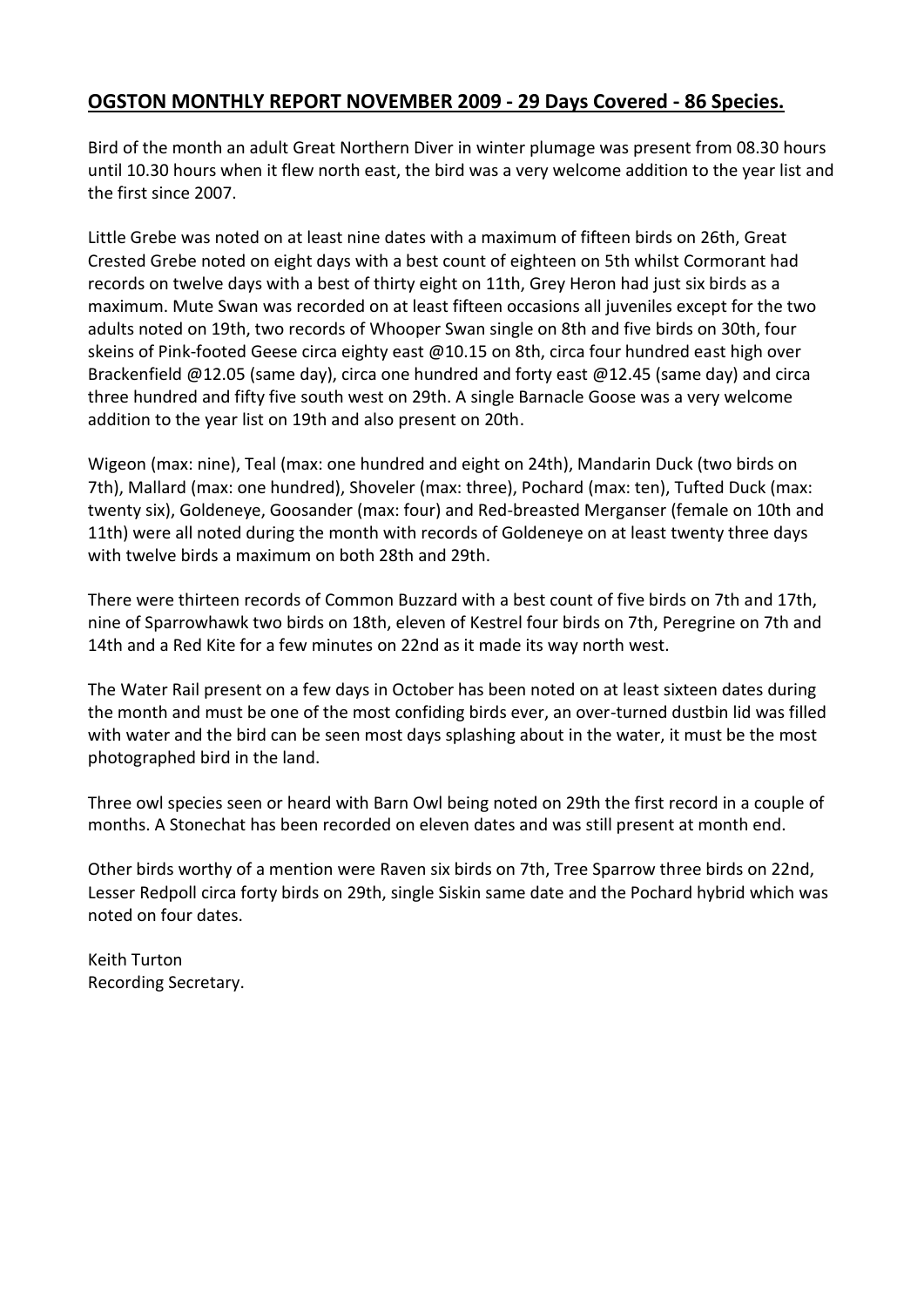## **OGSTON MONTHLY REPORT NOVEMBER 2009 - 29 Days Covered - 86 Species.**

Bird of the month an adult Great Northern Diver in winter plumage was present from 08.30 hours until 10.30 hours when it flew north east, the bird was a very welcome addition to the year list and the first since 2007.

Little Grebe was noted on at least nine dates with a maximum of fifteen birds on 26th, Great Crested Grebe noted on eight days with a best count of eighteen on 5th whilst Cormorant had records on twelve days with a best of thirty eight on 11th, Grey Heron had just six birds as a maximum. Mute Swan was recorded on at least fifteen occasions all juveniles except for the two adults noted on 19th, two records of Whooper Swan single on 8th and five birds on 30th, four skeins of Pink-footed Geese circa eighty east @10.15 on 8th, circa four hundred east high over Brackenfield @12.05 (same day), circa one hundred and forty east @12.45 (same day) and circa three hundred and fifty five south west on 29th. A single Barnacle Goose was a very welcome addition to the year list on 19th and also present on 20th.

Wigeon (max: nine), Teal (max: one hundred and eight on 24th), Mandarin Duck (two birds on 7th), Mallard (max: one hundred), Shoveler (max: three), Pochard (max: ten), Tufted Duck (max: twenty six), Goldeneye, Goosander (max: four) and Red-breasted Merganser (female on 10th and 11th) were all noted during the month with records of Goldeneye on at least twenty three days with twelve birds a maximum on both 28th and 29th.

There were thirteen records of Common Buzzard with a best count of five birds on 7th and 17th, nine of Sparrowhawk two birds on 18th, eleven of Kestrel four birds on 7th, Peregrine on 7th and 14th and a Red Kite for a few minutes on 22nd as it made its way north west.

The Water Rail present on a few days in October has been noted on at least sixteen dates during the month and must be one of the most confiding birds ever, an over-turned dustbin lid was filled with water and the bird can be seen most days splashing about in the water, it must be the most photographed bird in the land.

Three owl species seen or heard with Barn Owl being noted on 29th the first record in a couple of months. A Stonechat has been recorded on eleven dates and was still present at month end.

Other birds worthy of a mention were Raven six birds on 7th, Tree Sparrow three birds on 22nd, Lesser Redpoll circa forty birds on 29th, single Siskin same date and the Pochard hybrid which was noted on four dates.

Keith Turton
Recording Secretary.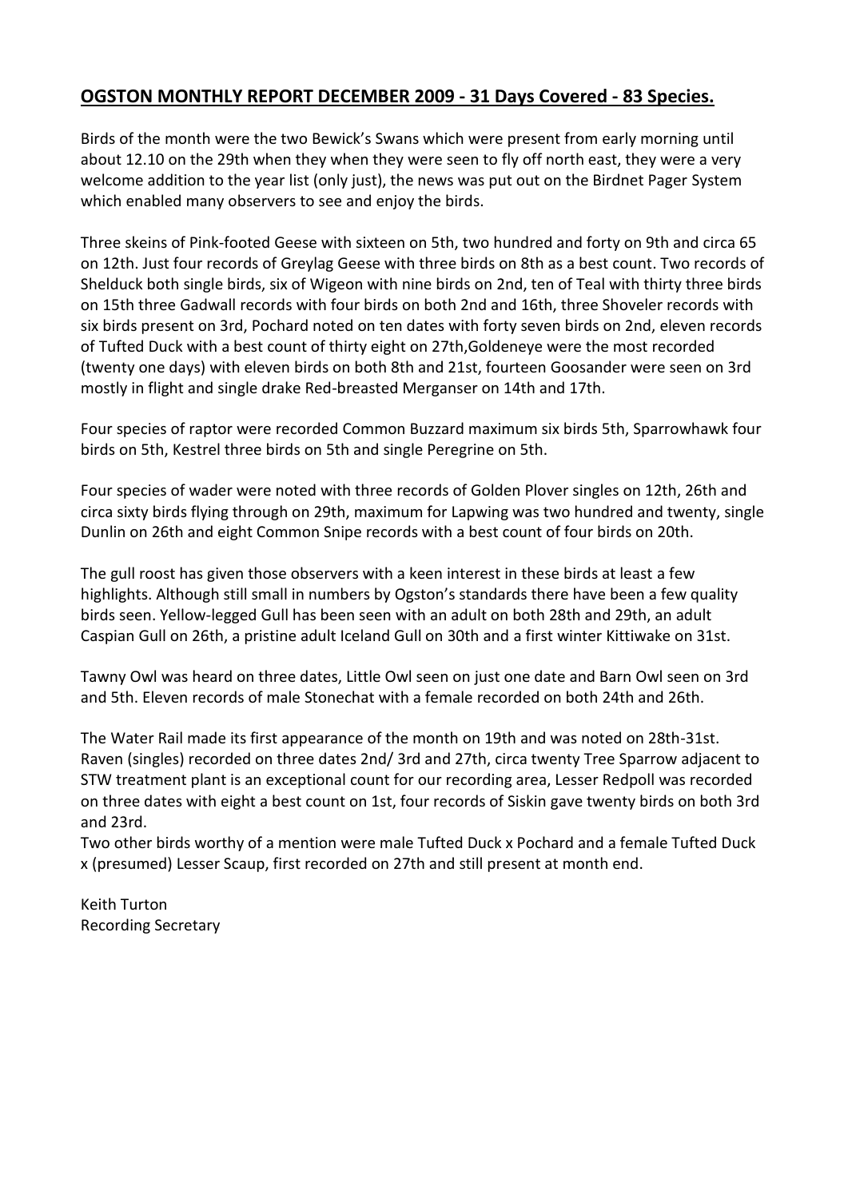**OGSTON MONTHLY REPORT DECEMBER 2009 - 31 Days Covered - 83 Species.**

Birds of the month were the two Bewick's Swans which were present from early morning until about 12.10 on the 29th when they when they were seen to fly off north east, they were a very welcome addition to the year list (only just), the news was put out on the Birdnet Pager System which enabled many observers to see and enjoy the birds.

Three skeins of Pink-footed Geese with sixteen on 5th, two hundred and forty on 9th and circa 65 on 12th. Just four records of Greylag Geese with three birds on 8th as a best count. Two records of Shelduck both single birds, six of Wigeon with nine birds on 2nd, ten of Teal with thirty three birds on 15th three Gadwall records with four birds on both 2nd and 16th, three Shoveler records with six birds present on 3rd, Pochard noted on ten dates with forty seven birds on 2nd, eleven records of Tufted Duck with a best count of thirty eight on 27th,Goldeneye were the most recorded (twenty one days) with eleven birds on both 8th and 21st, fourteen Goosander were seen on 3rd mostly in flight and single drake Red-breasted Merganser on 14th and 17th.

Four species of raptor were recorded Common Buzzard maximum six birds 5th, Sparrowhawk four birds on 5th, Kestrel three birds on 5th and single Peregrine on 5th.

Four species of wader were noted with three records of Golden Plover singles on 12th, 26th and circa sixty birds flying through on 29th, maximum for Lapwing was two hundred and twenty, single Dunlin on 26th and eight Common Snipe records with a best count of four birds on 20th.

The gull roost has given those observers with a keen interest in these birds at least a few highlights. Although still small in numbers by Ogston's standards there have been a few quality birds seen. Yellow-legged Gull has been seen with an adult on both 28th and 29th, an adult Caspian Gull on 26th, a pristine adult Iceland Gull on 30th and a first winter Kittiwake on 31st.

Tawny Owl was heard on three dates, Little Owl seen on just one date and Barn Owl seen on 3rd and 5th. Eleven records of male Stonechat with a female recorded on both 24th and 26th.

The Water Rail made its first appearance of the month on 19th and was noted on 28th-31st. Raven (singles) recorded on three dates 2nd/ 3rd and 27th, circa twenty Tree Sparrow adjacent to STW treatment plant is an exceptional count for our recording area, Lesser Redpoll was recorded on three dates with eight a best count on 1st, four records of Siskin gave twenty birds on both 3rd and 23rd.

Two other birds worthy of a mention were male Tufted Duck x Pochard and a female Tufted Duck x (presumed) Lesser Scaup, first recorded on 27th and still present at month end.

Keith Turton
Recording Secretary